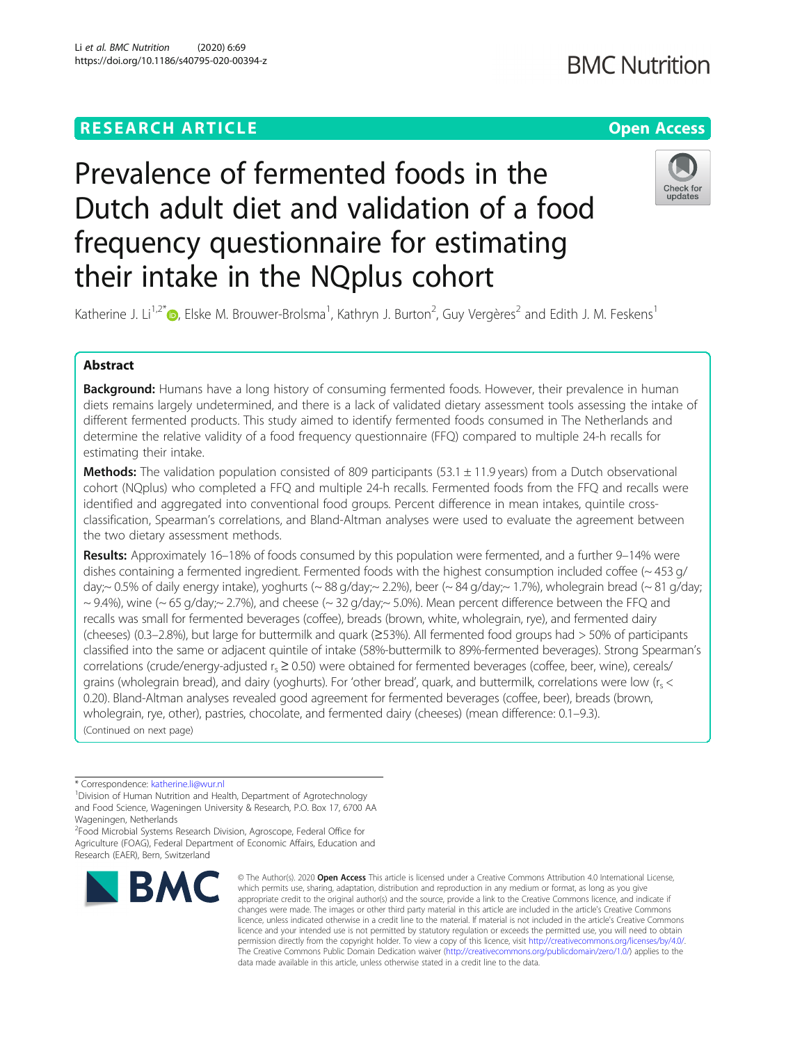# Prevalence of fermented foods in the Dutch adult diet and validation of a food frequency questionnaire for estimating their intake in the NQplus cohort

Katherine J. Li[1,2*], Elske M. Brouwer-Brolsma[1], Kathryn J. Burton[2], Guy Vergères[2] and Edith J. M. Feskens[1]

## Abstract

**Background:** Humans have a long history of consuming fermented foods. However, their prevalence in human diets remains largely undetermined, and there is a lack of validated dietary assessment tools assessing the intake of different fermented products. This study aimed to identify fermented foods consumed in The Netherlands and determine the relative validity of a food frequency questionnaire (FFQ) compared to multiple 24-h recalls for estimating their intake.

**Methods:** The validation population consisted of 809 participants (53.1 ± 11.9 years) from a Dutch observational cohort (NQplus) who completed a FFQ and multiple 24-h recalls. Fermented foods from the FFQ and recalls were identified and aggregated into conventional food groups. Percent difference in mean intakes, quintile cross-classification, Spearman's correlations, and Bland-Altman analyses were used to evaluate the agreement between the two dietary assessment methods.

**Results:** Approximately 16–18% of foods consumed by this population were fermented, and a further 9–14% were dishes containing a fermented ingredient. Fermented foods with the highest consumption included coffee (~ 453 g/day;~ 0.5% of daily energy intake), yoghurts (~ 88 g/day;~ 2.2%), beer (~ 84 g/day;~ 1.7%), wholegrain bread (~ 81 g/day; ~ 9.4%), wine (~ 65 g/day;~ 2.7%), and cheese (~ 32 g/day;~ 5.0%). Mean percent difference between the FFQ and recalls was small for fermented beverages (coffee), breads (brown, white, wholegrain, rye), and fermented dairy (cheeses) (0.3–2.8%), but large for buttermilk and quark (≥53%). All fermented food groups had > 50% of participants classified into the same or adjacent quintile of intake (58%-buttermilk to 89%-fermented beverages). Strong Spearman's correlations (crude/energy-adjusted $r_s \geq 0.50$) were obtained for fermented beverages (coffee, beer, wine), cereals/grains (wholegrain bread), and dairy (yoghurts). For 'other bread', quark, and buttermilk, correlations were low ($r_s < 0.20$). Bland-Altman analyses revealed good agreement for fermented beverages (coffee, beer), breads (brown, wholegrain, rye, other), pastries, chocolate, and fermented dairy (cheeses) (mean difference: 0.1–9.3).

(Continued on next page)

\* Correspondence: katherine.li@wur.nl
[1]Division of Human Nutrition and Health, Department of Agrotechnology and Food Science, Wageningen University & Research, P.O. Box 17, 6700 AA Wageningen, Netherlands
[2]Food Microbial Systems Research Division, Agroscope, Federal Office for Agriculture (FOAG), Federal Department of Economic Affairs, Education and Research (EAER), Bern, Switzerland

© The Author(s). 2020 **Open Access** This article is licensed under a Creative Commons Attribution 4.0 International License, which permits use, sharing, adaptation, distribution and reproduction in any medium or format, as long as you give appropriate credit to the original author(s) and the source, provide a link to the Creative Commons licence, and indicate if changes were made. The images or other third party material in this article are included in the article's Creative Commons licence, unless indicated otherwise in a credit line to the material. If material is not included in the article's Creative Commons licence and your intended use is not permitted by statutory regulation or exceeds the permitted use, you will need to obtain permission directly from the copyright holder. To view a copy of this licence, visit http://creativecommons.org/licenses/by/4.0/. The Creative Commons Public Domain Dedication waiver (http://creativecommons.org/publicdomain/zero/1.0/) applies to the data made available in this article, unless otherwise stated in a credit line to the data.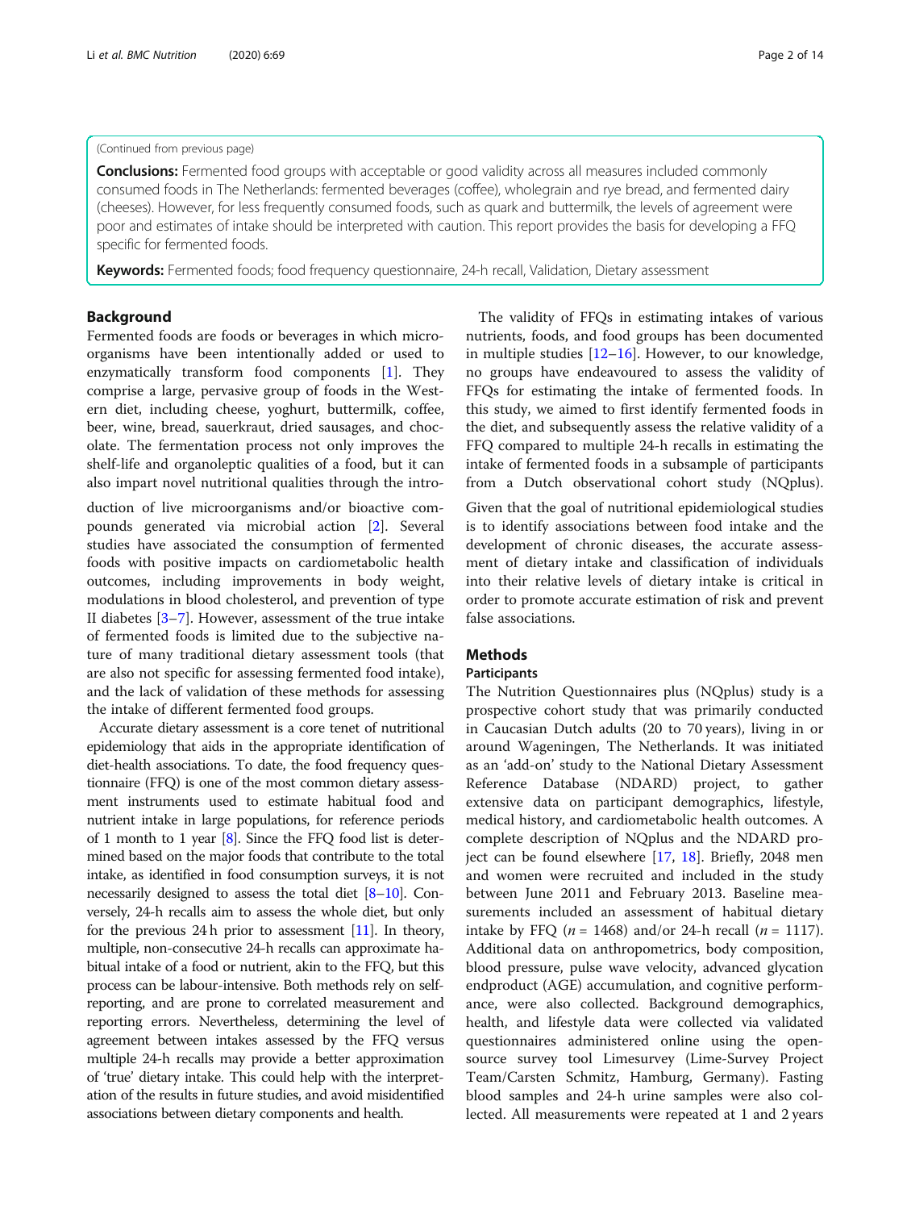(Continued from previous page)

**Conclusions:** Fermented food groups with acceptable or good validity across all measures included commonly consumed foods in The Netherlands: fermented beverages (coffee), wholegrain and rye bread, and fermented dairy (cheeses). However, for less frequently consumed foods, such as quark and buttermilk, the levels of agreement were poor and estimates of intake should be interpreted with caution. This report provides the basis for developing a FFQ specific for fermented foods.

**Keywords:** Fermented foods; food frequency questionnaire, 24-h recall, Validation, Dietary assessment

## Background

Fermented foods are foods or beverages in which microorganisms have been intentionally added or used to enzymatically transform food components [1]. They comprise a large, pervasive group of foods in the Western diet, including cheese, yoghurt, buttermilk, coffee, beer, wine, bread, sauerkraut, dried sausages, and chocolate. The fermentation process not only improves the shelf-life and organoleptic qualities of a food, but it can also impart novel nutritional qualities through the introduction of live microorganisms and/or bioactive compounds generated via microbial action [2]. Several studies have associated the consumption of fermented foods with positive impacts on cardiometabolic health outcomes, including improvements in body weight, modulations in blood cholesterol, and prevention of type II diabetes [3–7]. However, assessment of the true intake of fermented foods is limited due to the subjective nature of many traditional dietary assessment tools (that are also not specific for assessing fermented food intake), and the lack of validation of these methods for assessing the intake of different fermented food groups.

Accurate dietary assessment is a core tenet of nutritional epidemiology that aids in the appropriate identification of diet-health associations. To date, the food frequency questionnaire (FFQ) is one of the most common dietary assessment instruments used to estimate habitual food and nutrient intake in large populations, for reference periods of 1 month to 1 year [8]. Since the FFQ food list is determined based on the major foods that contribute to the total intake, as identified in food consumption surveys, it is not necessarily designed to assess the total diet [8–10]. Conversely, 24-h recalls aim to assess the whole diet, but only for the previous 24 h prior to assessment [11]. In theory, multiple, non-consecutive 24-h recalls can approximate habitual intake of a food or nutrient, akin to the FFQ, but this process can be labour-intensive. Both methods rely on self-reporting, and are prone to correlated measurement and reporting errors. Nevertheless, determining the level of agreement between intakes assessed by the FFQ versus multiple 24-h recalls may provide a better approximation of 'true' dietary intake. This could help with the interpretation of the results in future studies, and avoid misidentified associations between dietary components and health.

The validity of FFQs in estimating intakes of various nutrients, foods, and food groups has been documented in multiple studies [12–16]. However, to our knowledge, no groups have endeavoured to assess the validity of FFQs for estimating the intake of fermented foods. In this study, we aimed to first identify fermented foods in the diet, and subsequently assess the relative validity of a FFQ compared to multiple 24-h recalls in estimating the intake of fermented foods in a subsample of participants from a Dutch observational cohort study (NQplus). Given that the goal of nutritional epidemiological studies is to identify associations between food intake and the development of chronic diseases, the accurate assessment of dietary intake and classification of individuals into their relative levels of dietary intake is critical in order to promote accurate estimation of risk and prevent false associations.

## Methods

### Participants

The Nutrition Questionnaires plus (NQplus) study is a prospective cohort study that was primarily conducted in Caucasian Dutch adults (20 to 70 years), living in or around Wageningen, The Netherlands. It was initiated as an 'add-on' study to the National Dietary Assessment Reference Database (NDARD) project, to gather extensive data on participant demographics, lifestyle, medical history, and cardiometabolic health outcomes. A complete description of NQplus and the NDARD project can be found elsewhere [17, 18]. Briefly, 2048 men and women were recruited and included in the study between June 2011 and February 2013. Baseline measurements included an assessment of habitual dietary intake by FFQ ($n$ = 1468) and/or 24-h recall ($n$ = 1117). Additional data on anthropometrics, body composition, blood pressure, pulse wave velocity, advanced glycation endproduct (AGE) accumulation, and cognitive performance, were also collected. Background demographics, health, and lifestyle data were collected via validated questionnaires administered online using the open-source survey tool Limesurvey (Lime-Survey Project Team/Carsten Schmitz, Hamburg, Germany). Fasting blood samples and 24-h urine samples were also collected. All measurements were repeated at 1 and 2 years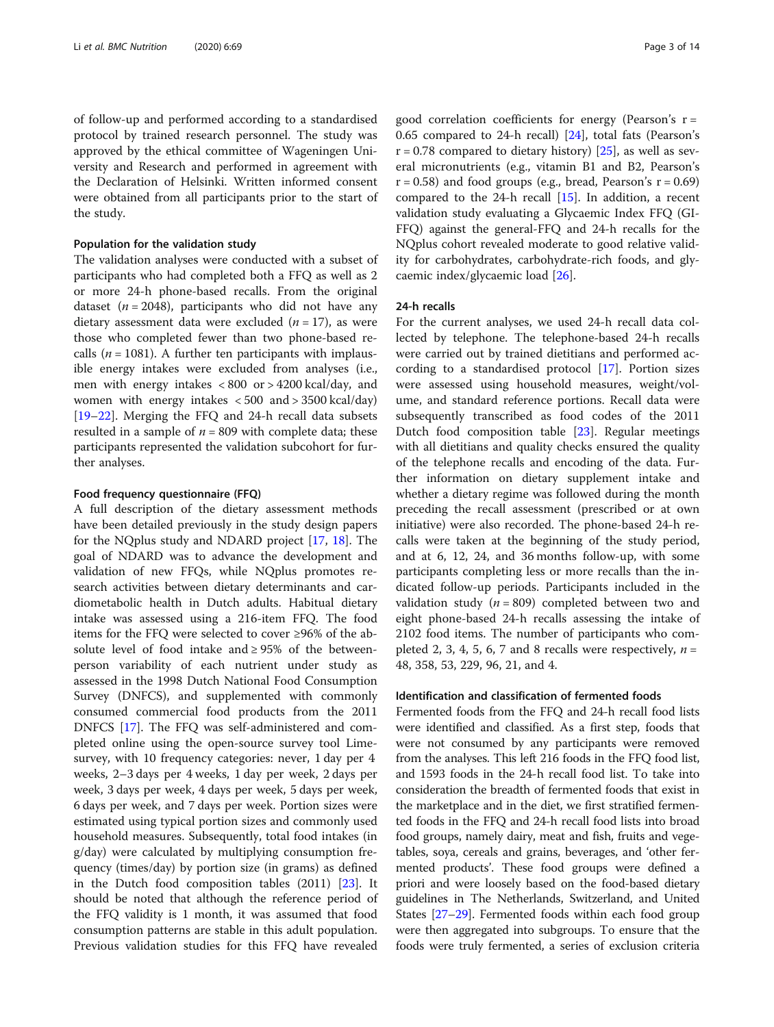of follow-up and performed according to a standardised protocol by trained research personnel. The study was approved by the ethical committee of Wageningen University and Research and performed in agreement with the Declaration of Helsinki. Written informed consent were obtained from all participants prior to the start of the study.

### Population for the validation study

The validation analyses were conducted with a subset of participants who had completed both a FFQ as well as 2 or more 24-h phone-based recalls. From the original dataset ($n = 2048$), participants who did not have any dietary assessment data were excluded ($n = 17$), as were those who completed fewer than two phone-based recalls ($n = 1081$). A further ten participants with implausible energy intakes were excluded from analyses (i.e., men with energy intakes < 800 or > 4200 kcal/day, and women with energy intakes < 500 and > 3500 kcal/day) [19–22]. Merging the FFQ and 24-h recall data subsets resulted in a sample of $n = 809$ with complete data; these participants represented the validation subcohort for further analyses.

### Food frequency questionnaire (FFQ)

A full description of the dietary assessment methods have been detailed previously in the study design papers for the NQplus study and NDARD project [17, 18]. The goal of NDARD was to advance the development and validation of new FFQs, while NQplus promotes research activities between dietary determinants and cardiometabolic health in Dutch adults. Habitual dietary intake was assessed using a 216-item FFQ. The food items for the FFQ were selected to cover ≥96% of the absolute level of food intake and ≥ 95% of the between-person variability of each nutrient under study as assessed in the 1998 Dutch National Food Consumption Survey (DNFCS), and supplemented with commonly consumed commercial food products from the 2011 DNFCS [17]. The FFQ was self-administered and completed online using the open-source survey tool Limesurvey, with 10 frequency categories: never, 1 day per 4 weeks, 2–3 days per 4 weeks, 1 day per week, 2 days per week, 3 days per week, 4 days per week, 5 days per week, 6 days per week, and 7 days per week. Portion sizes were estimated using typical portion sizes and commonly used household measures. Subsequently, total food intakes (in g/day) were calculated by multiplying consumption frequency (times/day) by portion size (in grams) as defined in the Dutch food composition tables (2011) [23]. It should be noted that although the reference period of the FFQ validity is 1 month, it was assumed that food consumption patterns are stable in this adult population. Previous validation studies for this FFQ have revealed good correlation coefficients for energy (Pearson's $r = 0.65$ compared to 24-h recall) [24], total fats (Pearson's $r = 0.78$ compared to dietary history) [25], as well as several micronutrients (e.g., vitamin B1 and B2, Pearson's $r = 0.58$) and food groups (e.g., bread, Pearson's $r = 0.69$) compared to the 24-h recall [15]. In addition, a recent validation study evaluating a Glycaemic Index FFQ (GI-FFQ) against the general-FFQ and 24-h recalls for the NQplus cohort revealed moderate to good relative validity for carbohydrates, carbohydrate-rich foods, and glycaemic index/glycaemic load [26].

### 24-h recalls

For the current analyses, we used 24-h recall data collected by telephone. The telephone-based 24-h recalls were carried out by trained dietitians and performed according to a standardised protocol [17]. Portion sizes were assessed using household measures, weight/volume, and standard reference portions. Recall data were subsequently transcribed as food codes of the 2011 Dutch food composition table [23]. Regular meetings with all dietitians and quality checks ensured the quality of the telephone recalls and encoding of the data. Further information on dietary supplement intake and whether a dietary regime was followed during the month preceding the recall assessment (prescribed or at own initiative) were also recorded. The phone-based 24-h recalls were taken at the beginning of the study period, and at 6, 12, 24, and 36 months follow-up, with some participants completing less or more recalls than the indicated follow-up periods. Participants included in the validation study ($n = 809$) completed between two and eight phone-based 24-h recalls assessing the intake of 2102 food items. The number of participants who completed 2, 3, 4, 5, 6, 7 and 8 recalls were respectively, $n$ = 48, 358, 53, 229, 96, 21, and 4.

### Identification and classification of fermented foods

Fermented foods from the FFQ and 24-h recall food lists were identified and classified. As a first step, foods that were not consumed by any participants were removed from the analyses. This left 216 foods in the FFQ food list, and 1593 foods in the 24-h recall food list. To take into consideration the breadth of fermented foods that exist in the marketplace and in the diet, we first stratified fermented foods in the FFQ and 24-h recall food lists into broad food groups, namely dairy, meat and fish, fruits and vegetables, soya, cereals and grains, beverages, and 'other fermented products'. These food groups were defined a priori and were loosely based on the food-based dietary guidelines in The Netherlands, Switzerland, and United States [27–29]. Fermented foods within each food group were then aggregated into subgroups. To ensure that the foods were truly fermented, a series of exclusion criteria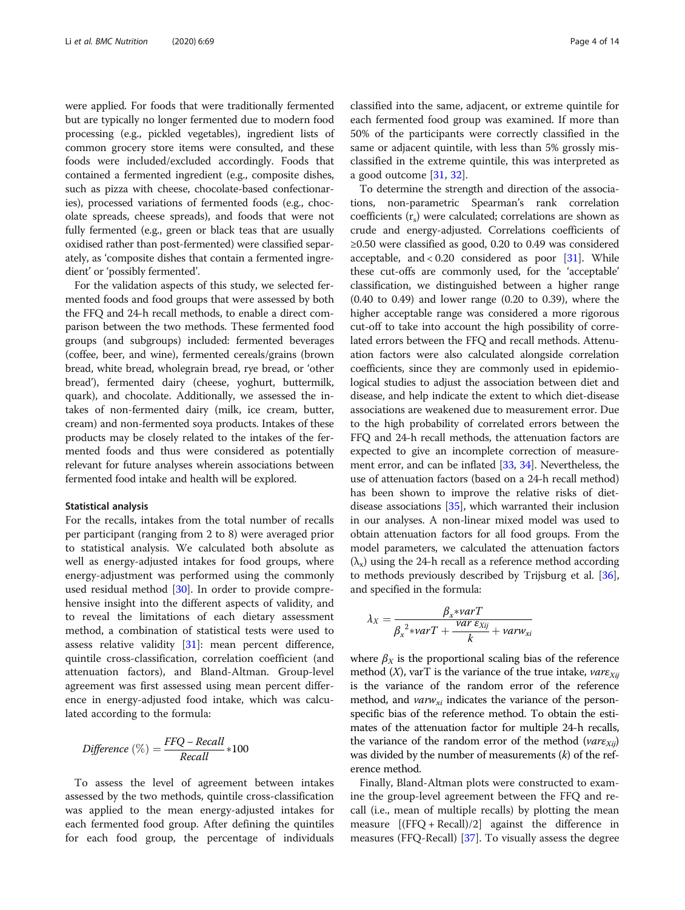were applied. For foods that were traditionally fermented but are typically no longer fermented due to modern food processing (e.g., pickled vegetables), ingredient lists of common grocery store items were consulted, and these foods were included/excluded accordingly. Foods that contained a fermented ingredient (e.g., composite dishes, such as pizza with cheese, chocolate-based confectionaries), processed variations of fermented foods (e.g., chocolate spreads, cheese spreads), and foods that were not fully fermented (e.g., green or black teas that are usually oxidised rather than post-fermented) were classified separately, as 'composite dishes that contain a fermented ingredient' or 'possibly fermented'.

For the validation aspects of this study, we selected fermented foods and food groups that were assessed by both the FFQ and 24-h recall methods, to enable a direct comparison between the two methods. These fermented food groups (and subgroups) included: fermented beverages (coffee, beer, and wine), fermented cereals/grains (brown bread, white bread, wholegrain bread, rye bread, or 'other bread'), fermented dairy (cheese, yoghurt, buttermilk, quark), and chocolate. Additionally, we assessed the intakes of non-fermented dairy (milk, ice cream, butter, cream) and non-fermented soya products. Intakes of these products may be closely related to the intakes of the fermented foods and thus were considered as potentially relevant for future analyses wherein associations between fermented food intake and health will be explored.

#### Statistical analysis

For the recalls, intakes from the total number of recalls per participant (ranging from 2 to 8) were averaged prior to statistical analysis. We calculated both absolute as well as energy-adjusted intakes for food groups, where energy-adjustment was performed using the commonly used residual method [30]. In order to provide comprehensive insight into the different aspects of validity, and to reveal the limitations of each dietary assessment method, a combination of statistical tests were used to assess relative validity [31]: mean percent difference, quintile cross-classification, correlation coefficient (and attenuation factors), and Bland-Altman. Group-level agreement was first assessed using mean percent difference in energy-adjusted food intake, which was calculated according to the formula:

$$Difference\ (\%) = \frac{FFQ - Recall}{Recall} * 100$$

To assess the level of agreement between intakes assessed by the two methods, quintile cross-classification was applied to the mean energy-adjusted intakes for each fermented food group. After defining the quintiles for each food group, the percentage of individuals classified into the same, adjacent, or extreme quintile for each fermented food group was examined. If more than 50% of the participants were correctly classified in the same or adjacent quintile, with less than 5% grossly misclassified in the extreme quintile, this was interpreted as a good outcome [31, 32].

To determine the strength and direction of the associations, non-parametric Spearman's rank correlation coefficients ($r_s$) were calculated; correlations are shown as crude and energy-adjusted. Correlations coefficients of ≥0.50 were classified as good, 0.20 to 0.49 was considered acceptable, and < 0.20 considered as poor [31]. While these cut-offs are commonly used, for the 'acceptable' classification, we distinguished between a higher range (0.40 to 0.49) and lower range (0.20 to 0.39), where the higher acceptable range was considered a more rigorous cut-off to take into account the high possibility of correlated errors between the FFQ and recall methods. Attenuation factors were also calculated alongside correlation coefficients, since they are commonly used in epidemiological studies to adjust the association between diet and disease, and help indicate the extent to which diet-disease associations are weakened due to measurement error. Due to the high probability of correlated errors between the FFQ and 24-h recall methods, the attenuation factors are expected to give an incomplete correction of measurement error, and can be inflated [33, 34]. Nevertheless, the use of attenuation factors (based on a 24-h recall method) has been shown to improve the relative risks of diet-disease associations [35], which warranted their inclusion in our analyses. A non-linear mixed model was used to obtain attenuation factors for all food groups. From the model parameters, we calculated the attenuation factors ($\lambda_x$) using the 24-h recall as a reference method according to methods previously described by Trijsburg et al. [36], and specified in the formula:

$$\lambda_X = \frac{\beta_x * varT}{\beta_x^{\,2} * varT + \frac{var\ \varepsilon_{Xij}}{k} + varw_{xi}}$$

where $\beta_X$ is the proportional scaling bias of the reference method ($X$), varT is the variance of the true intake, $var\varepsilon_{Xij}$ is the variance of the random error of the reference method, and $varw_{xi}$ indicates the variance of the person-specific bias of the reference method. To obtain the estimates of the attenuation factor for multiple 24-h recalls, the variance of the random error of the method ($var\varepsilon_{Xij}$) was divided by the number of measurements ($k$) of the reference method.

Finally, Bland-Altman plots were constructed to examine the group-level agreement between the FFQ and recall (i.e., mean of multiple recalls) by plotting the mean measure [(FFQ + Recall)/2] against the difference in measures (FFQ-Recall) [37]. To visually assess the degree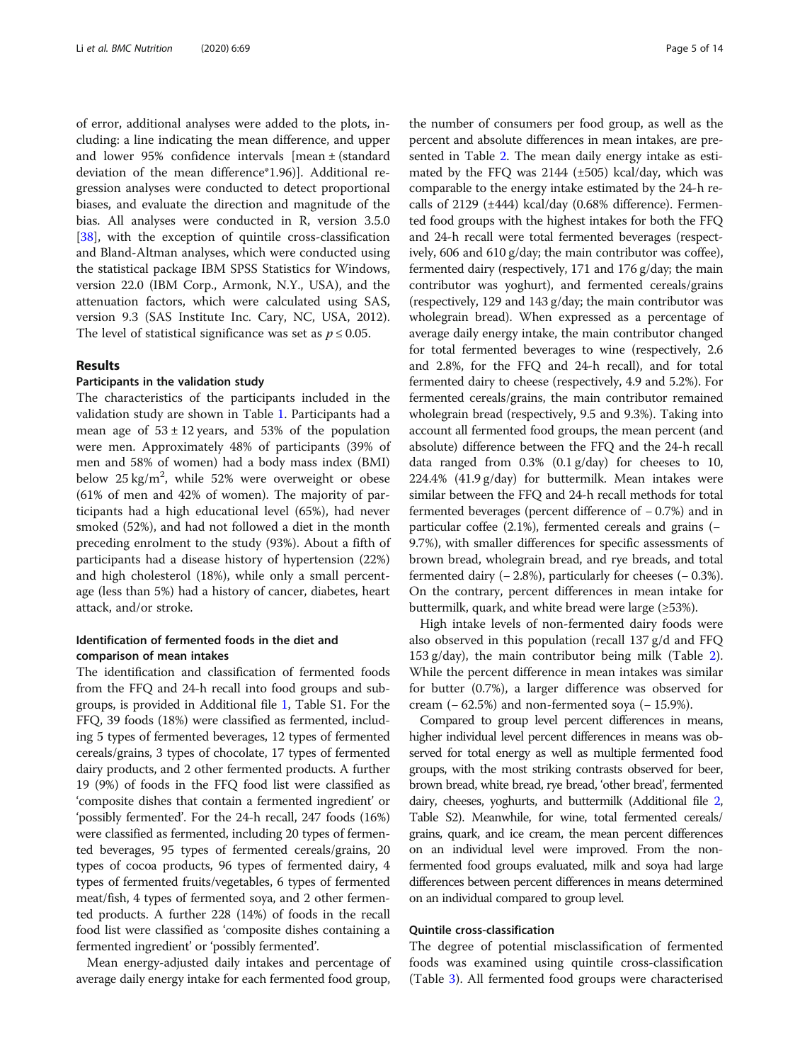of error, additional analyses were added to the plots, including: a line indicating the mean difference, and upper and lower 95% confidence intervals [mean ± (standard deviation of the mean difference*1.96)]. Additional regression analyses were conducted to detect proportional biases, and evaluate the direction and magnitude of the bias. All analyses were conducted in R, version 3.5.0 [38], with the exception of quintile cross-classification and Bland-Altman analyses, which were conducted using the statistical package IBM SPSS Statistics for Windows, version 22.0 (IBM Corp., Armonk, N.Y., USA), and the attenuation factors, which were calculated using SAS, version 9.3 (SAS Institute Inc. Cary, NC, USA, 2012). The level of statistical significance was set as $p \leq 0.05$.

## Results

### Participants in the validation study

The characteristics of the participants included in the validation study are shown in Table 1. Participants had a mean age of $53 \pm 12$ years, and 53% of the population were men. Approximately 48% of participants (39% of men and 58% of women) had a body mass index (BMI) below $25\ kg/m^2$, while 52% were overweight or obese (61% of men and 42% of women). The majority of participants had a high educational level (65%), had never smoked (52%), and had not followed a diet in the month preceding enrolment to the study (93%). About a fifth of participants had a disease history of hypertension (22%) and high cholesterol (18%), while only a small percentage (less than 5%) had a history of cancer, diabetes, heart attack, and/or stroke.

### Identification of fermented foods in the diet and comparison of mean intakes

The identification and classification of fermented foods from the FFQ and 24-h recall into food groups and subgroups, is provided in Additional file 1, Table S1. For the FFQ, 39 foods (18%) were classified as fermented, including 5 types of fermented beverages, 12 types of fermented cereals/grains, 3 types of chocolate, 17 types of fermented dairy products, and 2 other fermented products. A further 19 (9%) of foods in the FFQ food list were classified as 'composite dishes that contain a fermented ingredient' or 'possibly fermented'. For the 24-h recall, 247 foods (16%) were classified as fermented, including 20 types of fermented beverages, 95 types of fermented cereals/grains, 20 types of cocoa products, 96 types of fermented dairy, 4 types of fermented fruits/vegetables, 6 types of fermented meat/fish, 4 types of fermented soya, and 2 other fermented products. A further 228 (14%) of foods in the recall food list were classified as 'composite dishes containing a fermented ingredient' or 'possibly fermented'.

Mean energy-adjusted daily intakes and percentage of average daily energy intake for each fermented food group, the number of consumers per food group, as well as the percent and absolute differences in mean intakes, are presented in Table 2. The mean daily energy intake as estimated by the FFQ was 2144 (±505) kcal/day, which was comparable to the energy intake estimated by the 24-h recalls of 2129 (±444) kcal/day (0.68% difference). Fermented food groups with the highest intakes for both the FFQ and 24-h recall were total fermented beverages (respectively, 606 and 610 g/day; the main contributor was coffee), fermented dairy (respectively, 171 and 176 g/day; the main contributor was yoghurt), and fermented cereals/grains (respectively, 129 and 143 g/day; the main contributor was wholegrain bread). When expressed as a percentage of average daily energy intake, the main contributor changed for total fermented beverages to wine (respectively, 2.6 and 2.8%, for the FFQ and 24-h recall), and for total fermented dairy to cheese (respectively, 4.9 and 5.2%). For fermented cereals/grains, the main contributor remained wholegrain bread (respectively, 9.5 and 9.3%). Taking into account all fermented food groups, the mean percent (and absolute) difference between the FFQ and the 24-h recall data ranged from 0.3% (0.1 g/day) for cheeses to 10, 224.4% (41.9 g/day) for buttermilk. Mean intakes were similar between the FFQ and 24-h recall methods for total fermented beverages (percent difference of − 0.7%) and in particular coffee (2.1%), fermented cereals and grains (− 9.7%), with smaller differences for specific assessments of brown bread, wholegrain bread, and rye breads, and total fermented dairy (− 2.8%), particularly for cheeses (− 0.3%). On the contrary, percent differences in mean intake for buttermilk, quark, and white bread were large (≥53%).

High intake levels of non-fermented dairy foods were also observed in this population (recall 137 g/d and FFQ 153 g/day), the main contributor being milk (Table 2). While the percent difference in mean intakes was similar for butter (0.7%), a larger difference was observed for cream (− 62.5%) and non-fermented soya (− 15.9%).

Compared to group level percent differences in means, higher individual level percent differences in means was observed for total energy as well as multiple fermented food groups, with the most striking contrasts observed for beer, brown bread, white bread, rye bread, 'other bread', fermented dairy, cheeses, yoghurts, and buttermilk (Additional file 2, Table S2). Meanwhile, for wine, total fermented cereals/grains, quark, and ice cream, the mean percent differences on an individual level were improved. From the non-fermented food groups evaluated, milk and soya had large differences between percent differences in means determined on an individual compared to group level.

### Quintile cross-classification

The degree of potential misclassification of fermented foods was examined using quintile cross-classification (Table 3). All fermented food groups were characterised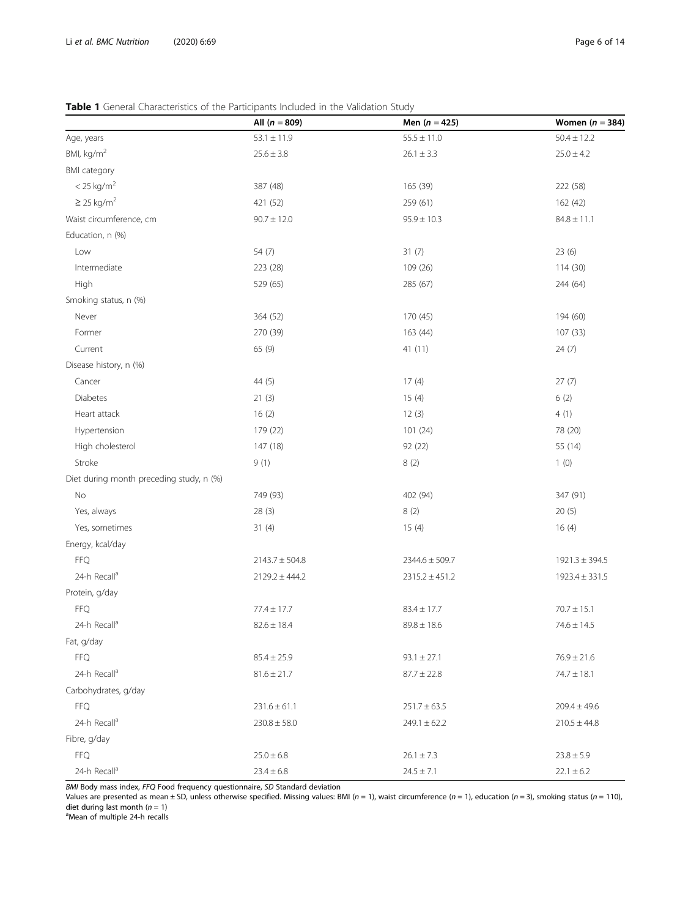**Table 1** General Characteristics of the Participants Included in the Validation Study

| | All (*n* = 809) | Men (*n* = 425) | Women (*n* = 384) |
|---|---|---|---|
| Age, years | 53.1 ± 11.9 | 55.5 ± 11.0 | 50.4 ± 12.2 |
| BMI, kg/m$^2$ | 25.6 ± 3.8 | 26.1 ± 3.3 | 25.0 ± 4.2 |
| BMI category | | | |
| < 25 kg/m$^2$ | 387 (48) | 165 (39) | 222 (58) |
| ≥ 25 kg/m$^2$ | 421 (52) | 259 (61) | 162 (42) |
| Waist circumference, cm | 90.7 ± 12.0 | 95.9 ± 10.3 | 84.8 ± 11.1 |
| Education, n (%) | | | |
| Low | 54 (7) | 31 (7) | 23 (6) |
| Intermediate | 223 (28) | 109 (26) | 114 (30) |
| High | 529 (65) | 285 (67) | 244 (64) |
| Smoking status, n (%) | | | |
| Never | 364 (52) | 170 (45) | 194 (60) |
| Former | 270 (39) | 163 (44) | 107 (33) |
| Current | 65 (9) | 41 (11) | 24 (7) |
| Disease history, n (%) | | | |
| Cancer | 44 (5) | 17 (4) | 27 (7) |
| Diabetes | 21 (3) | 15 (4) | 6 (2) |
| Heart attack | 16 (2) | 12 (3) | 4 (1) |
| Hypertension | 179 (22) | 101 (24) | 78 (20) |
| High cholesterol | 147 (18) | 92 (22) | 55 (14) |
| Stroke | 9 (1) | 8 (2) | 1 (0) |
| Diet during month preceding study, n (%) | | | |
| No | 749 (93) | 402 (94) | 347 (91) |
| Yes, always | 28 (3) | 8 (2) | 20 (5) |
| Yes, sometimes | 31 (4) | 15 (4) | 16 (4) |
| Energy, kcal/day | | | |
| FFQ | 2143.7 ± 504.8 | 2344.6 ± 509.7 | 1921.3 ± 394.5 |
| 24-h Recall[a] | 2129.2 ± 444.2 | 2315.2 ± 451.2 | 1923.4 ± 331.5 |
| Protein, g/day | | | |
| FFQ | 77.4 ± 17.7 | 83.4 ± 17.7 | 70.7 ± 15.1 |
| 24-h Recall[a] | 82.6 ± 18.4 | 89.8 ± 18.6 | 74.6 ± 14.5 |
| Fat, g/day | | | |
| FFQ | 85.4 ± 25.9 | 93.1 ± 27.1 | 76.9 ± 21.6 |
| 24-h Recall[a] | 81.6 ± 21.7 | 87.7 ± 22.8 | 74.7 ± 18.1 |
| Carbohydrates, g/day | | | |
| FFQ | 231.6 ± 61.1 | 251.7 ± 63.5 | 209.4 ± 49.6 |
| 24-h Recall[a] | 230.8 ± 58.0 | 249.1 ± 62.2 | 210.5 ± 44.8 |
| Fibre, g/day | | | |
| FFQ | 25.0 ± 6.8 | 26.1 ± 7.3 | 23.8 ± 5.9 |
| 24-h Recall[a] | 23.4 ± 6.8 | 24.5 ± 7.1 | 22.1 ± 6.2 |

*BMI* Body mass index, *FFQ* Food frequency questionnaire, *SD* Standard deviation

Values are presented as mean ± SD, unless otherwise specified. Missing values: BMI (*n* = 1), waist circumference (*n* = 1), education (*n* = 3), smoking status (*n* = 110), diet during last month (*n* = 1)

[a]Mean of multiple 24-h recalls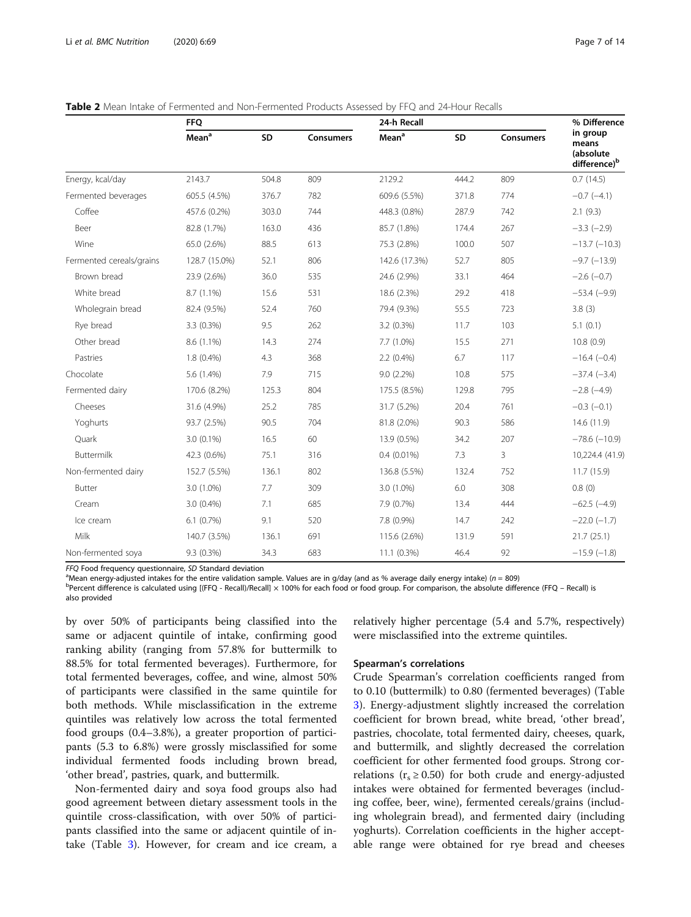**Table 2** Mean Intake of Fermented and Non-Fermented Products Assessed by FFQ and 24-Hour Recalls

| | FFQ | | | 24-h Recall | | | % Difference in group means (absolute difference)[b] |
|---|---|---|---|---|---|---|---|
| | Mean[a] | SD | Consumers | Mean[a] | SD | Consumers | |
| Energy, kcal/day | 2143.7 | 504.8 | 809 | 2129.2 | 444.2 | 809 | 0.7 (14.5) |
| Fermented beverages | 605.5 (4.5%) | 376.7 | 782 | 609.6 (5.5%) | 371.8 | 774 | −0.7 (−4.1) |
| Coffee | 457.6 (0.2%) | 303.0 | 744 | 448.3 (0.8%) | 287.9 | 742 | 2.1 (9.3) |
| Beer | 82.8 (1.7%) | 163.0 | 436 | 85.7 (1.8%) | 174.4 | 267 | −3.3 (−2.9) |
| Wine | 65.0 (2.6%) | 88.5 | 613 | 75.3 (2.8%) | 100.0 | 507 | −13.7 (−10.3) |
| Fermented cereals/grains | 128.7 (15.0%) | 52.1 | 806 | 142.6 (17.3%) | 52.7 | 805 | −9.7 (−13.9) |
| Brown bread | 23.9 (2.6%) | 36.0 | 535 | 24.6 (2.9%) | 33.1 | 464 | −2.6 (−0.7) |
| White bread | 8.7 (1.1%) | 15.6 | 531 | 18.6 (2.3%) | 29.2 | 418 | −53.4 (−9.9) |
| Wholegrain bread | 82.4 (9.5%) | 52.4 | 760 | 79.4 (9.3%) | 55.5 | 723 | 3.8 (3) |
| Rye bread | 3.3 (0.3%) | 9.5 | 262 | 3.2 (0.3%) | 11.7 | 103 | 5.1 (0.1) |
| Other bread | 8.6 (1.1%) | 14.3 | 274 | 7.7 (1.0%) | 15.5 | 271 | 10.8 (0.9) |
| Pastries | 1.8 (0.4%) | 4.3 | 368 | 2.2 (0.4%) | 6.7 | 117 | −16.4 (−0.4) |
| Chocolate | 5.6 (1.4%) | 7.9 | 715 | 9.0 (2.2%) | 10.8 | 575 | −37.4 (−3.4) |
| Fermented dairy | 170.6 (8.2%) | 125.3 | 804 | 175.5 (8.5%) | 129.8 | 795 | −2.8 (−4.9) |
| Cheeses | 31.6 (4.9%) | 25.2 | 785 | 31.7 (5.2%) | 20.4 | 761 | −0.3 (−0.1) |
| Yoghurts | 93.7 (2.5%) | 90.5 | 704 | 81.8 (2.0%) | 90.3 | 586 | 14.6 (11.9) |
| Quark | 3.0 (0.1%) | 16.5 | 60 | 13.9 (0.5%) | 34.2 | 207 | −78.6 (−10.9) |
| Buttermilk | 42.3 (0.6%) | 75.1 | 316 | 0.4 (0.01%) | 7.3 | 3 | 10,224.4 (41.9) |
| Non-fermented dairy | 152.7 (5.5%) | 136.1 | 802 | 136.8 (5.5%) | 132.4 | 752 | 11.7 (15.9) |
| Butter | 3.0 (1.0%) | 7.7 | 309 | 3.0 (1.0%) | 6.0 | 308 | 0.8 (0) |
| Cream | 3.0 (0.4%) | 7.1 | 685 | 7.9 (0.7%) | 13.4 | 444 | −62.5 (−4.9) |
| Ice cream | 6.1 (0.7%) | 9.1 | 520 | 7.8 (0.9%) | 14.7 | 242 | −22.0 (−1.7) |
| Milk | 140.7 (3.5%) | 136.1 | 691 | 115.6 (2.6%) | 131.9 | 591 | 21.7 (25.1) |
| Non-fermented soya | 9.3 (0.3%) | 34.3 | 683 | 11.1 (0.3%) | 46.4 | 92 | −15.9 (−1.8) |

FFQ Food frequency questionnaire, SD Standard deviation
[a]Mean energy-adjusted intakes for the entire validation sample. Values are in g/day (and as % average daily energy intake) ($n = 809$)
[b]Percent difference is calculated using [(FFQ - Recall)/Recall] × 100% for each food or food group. For comparison, the absolute difference (FFQ – Recall) is also provided

by over 50% of participants being classified into the same or adjacent quintile of intake, confirming good ranking ability (ranging from 57.8% for buttermilk to 88.5% for total fermented beverages). Furthermore, for total fermented beverages, coffee, and wine, almost 50% of participants were classified in the same quintile for both methods. While misclassification in the extreme quintiles was relatively low across the total fermented food groups (0.4–3.8%), a greater proportion of participants (5.3 to 6.8%) were grossly misclassified for some individual fermented foods including brown bread, 'other bread', pastries, quark, and buttermilk.

Non-fermented dairy and soya food groups also had good agreement between dietary assessment tools in the quintile cross-classification, with over 50% of participants classified into the same or adjacent quintile of intake (Table 3). However, for cream and ice cream, a relatively higher percentage (5.4 and 5.7%, respectively) were misclassified into the extreme quintiles.

### Spearman's correlations

Crude Spearman's correlation coefficients ranged from to 0.10 (buttermilk) to 0.80 (fermented beverages) (Table 3). Energy-adjustment slightly increased the correlation coefficient for brown bread, white bread, 'other bread', pastries, chocolate, total fermented dairy, cheeses, quark, and buttermilk, and slightly decreased the correlation coefficient for other fermented food groups. Strong correlations ($r_s \geq 0.50$) for both crude and energy-adjusted intakes were obtained for fermented beverages (including coffee, beer, wine), fermented cereals/grains (including wholegrain bread), and fermented dairy (including yoghurts). Correlation coefficients in the higher acceptable range were obtained for rye bread and cheeses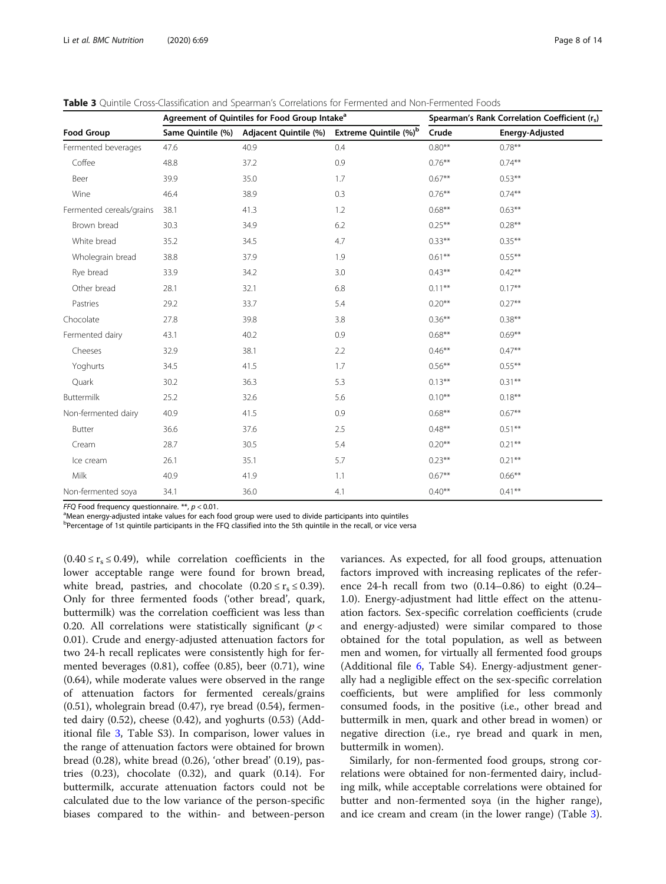**Table 3** Quintile Cross-Classification and Spearman's Correlations for Fermented and Non-Fermented Foods

| Food Group | Agreement of Quintiles for Food Group Intake[a] | | | Spearman's Rank Correlation Coefficient ($r_s$) | |
|---|---|---|---|---|---|
| | Same Quintile (%) | Adjacent Quintile (%) | Extreme Quintile (%)[b] | Crude | Energy-Adjusted |
| Fermented beverages | 47.6 | 40.9 | 0.4 | 0.80** | 0.78** |
| Coffee | 48.8 | 37.2 | 0.9 | 0.76** | 0.74** |
| Beer | 39.9 | 35.0 | 1.7 | 0.67** | 0.53** |
| Wine | 46.4 | 38.9 | 0.3 | 0.76** | 0.74** |
| Fermented cereals/grains | 38.1 | 41.3 | 1.2 | 0.68** | 0.63** |
| Brown bread | 30.3 | 34.9 | 6.2 | 0.25** | 0.28** |
| White bread | 35.2 | 34.5 | 4.7 | 0.33** | 0.35** |
| Wholegrain bread | 38.8 | 37.9 | 1.9 | 0.61** | 0.55** |
| Rye bread | 33.9 | 34.2 | 3.0 | 0.43** | 0.42** |
| Other bread | 28.1 | 32.1 | 6.8 | 0.11** | 0.17** |
| Pastries | 29.2 | 33.7 | 5.4 | 0.20** | 0.27** |
| Chocolate | 27.8 | 39.8 | 3.8 | 0.36** | 0.38** |
| Fermented dairy | 43.1 | 40.2 | 0.9 | 0.68** | 0.69** |
| Cheeses | 32.9 | 38.1 | 2.2 | 0.46** | 0.47** |
| Yoghurts | 34.5 | 41.5 | 1.7 | 0.56** | 0.55** |
| Quark | 30.2 | 36.3 | 5.3 | 0.13** | 0.31** |
| Buttermilk | 25.2 | 32.6 | 5.6 | 0.10** | 0.18** |
| Non-fermented dairy | 40.9 | 41.5 | 0.9 | 0.68** | 0.67** |
| Butter | 36.6 | 37.6 | 2.5 | 0.48** | 0.51** |
| Cream | 28.7 | 30.5 | 5.4 | 0.20** | 0.21** |
| Ice cream | 26.1 | 35.1 | 5.7 | 0.23** | 0.21** |
| Milk | 40.9 | 41.9 | 1.1 | 0.67** | 0.66** |
| Non-fermented soya | 34.1 | 36.0 | 4.1 | 0.40** | 0.41** |

*FFQ* Food frequency questionnaire. **, $p < 0.01$.
[a]Mean energy-adjusted intake values for each food group were used to divide participants into quintiles
[b]Percentage of 1st quintile participants in the FFQ classified into the 5th quintile in the recall, or vice versa

($0.40 \leq r_s \leq 0.49$), while correlation coefficients in the lower acceptable range were found for brown bread, white bread, pastries, and chocolate ($0.20 \leq r_s \leq 0.39$). Only for three fermented foods ('other bread', quark, buttermilk) was the correlation coefficient was less than 0.20. All correlations were statistically significant ($p < 0.01$). Crude and energy-adjusted attenuation factors for two 24-h recall replicates were consistently high for fermented beverages (0.81), coffee (0.85), beer (0.71), wine (0.64), while moderate values were observed in the range of attenuation factors for fermented cereals/grains (0.51), wholegrain bread (0.47), rye bread (0.54), fermented dairy (0.52), cheese (0.42), and yoghurts (0.53) (Additional file 3, Table S3). In comparison, lower values in the range of attenuation factors were obtained for brown bread (0.28), white bread (0.26), 'other bread' (0.19), pastries (0.23), chocolate (0.32), and quark (0.14). For buttermilk, accurate attenuation factors could not be calculated due to the low variance of the person-specific biases compared to the within- and between-person variances. As expected, for all food groups, attenuation factors improved with increasing replicates of the reference 24-h recall from two (0.14–0.86) to eight (0.24–1.0). Energy-adjustment had little effect on the attenuation factors. Sex-specific correlation coefficients (crude and energy-adjusted) were similar compared to those obtained for the total population, as well as between men and women, for virtually all fermented food groups (Additional file 6, Table S4). Energy-adjustment generally had a negligible effect on the sex-specific correlation coefficients, but were amplified for less commonly consumed foods, in the positive (i.e., other bread and buttermilk in men, quark and other bread in women) or negative direction (i.e., rye bread and quark in men, buttermilk in women).

Similarly, for non-fermented food groups, strong correlations were obtained for non-fermented dairy, including milk, while acceptable correlations were obtained for butter and non-fermented soya (in the higher range), and ice cream and cream (in the lower range) (Table 3).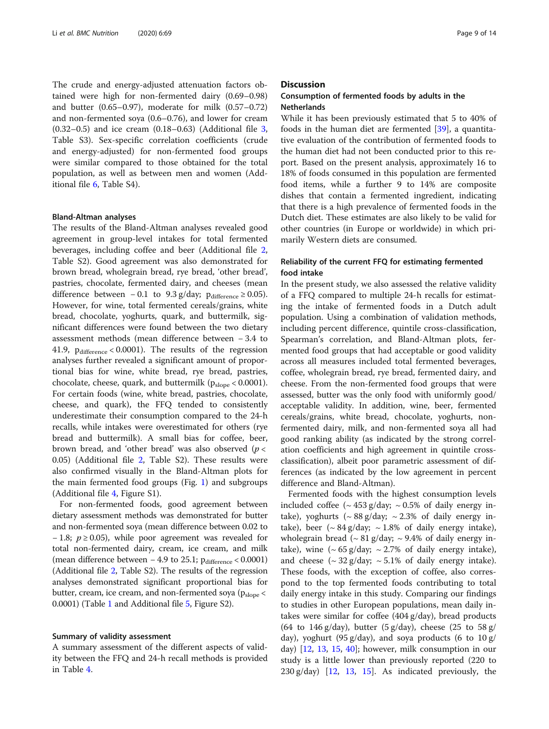The crude and energy-adjusted attenuation factors obtained were high for non-fermented dairy (0.69–0.98) and butter (0.65–0.97), moderate for milk (0.57–0.72) and non-fermented soya (0.6–0.76), and lower for cream (0.32–0.5) and ice cream (0.18–0.63) (Additional file 3, Table S3). Sex-specific correlation coefficients (crude and energy-adjusted) for non-fermented food groups were similar compared to those obtained for the total population, as well as between men and women (Additional file 6, Table S4).

#### Bland-Altman analyses

The results of the Bland-Altman analyses revealed good agreement in group-level intakes for total fermented beverages, including coffee and beer (Additional file 2, Table S2). Good agreement was also demonstrated for brown bread, wholegrain bread, rye bread, 'other bread', pastries, chocolate, fermented dairy, and cheeses (mean difference between − 0.1 to 9.3 g/day; $p_{difference} \geq 0.05$). However, for wine, total fermented cereals/grains, white bread, chocolate, yoghurts, quark, and buttermilk, significant differences were found between the two dietary assessment methods (mean difference between − 3.4 to 41.9, $p_{difference} < 0.0001$). The results of the regression analyses further revealed a significant amount of proportional bias for wine, white bread, rye bread, pastries, chocolate, cheese, quark, and buttermilk ($p_{slope} < 0.0001$). For certain foods (wine, white bread, pastries, chocolate, cheese, and quark), the FFQ tended to consistently underestimate their consumption compared to the 24-h recalls, while intakes were overestimated for others (rye bread and buttermilk). A small bias for coffee, beer, brown bread, and 'other bread' was also observed ($p < 0.05$) (Additional file 2, Table S2). These results were also confirmed visually in the Bland-Altman plots for the main fermented food groups (Fig. 1) and subgroups (Additional file 4, Figure S1).

For non-fermented foods, good agreement between dietary assessment methods was demonstrated for butter and non-fermented soya (mean difference between 0.02 to − 1.8; $p \geq 0.05$), while poor agreement was revealed for total non-fermented dairy, cream, ice cream, and milk (mean difference between − 4.9 to 25.1; $p_{difference} < 0.0001$) (Additional file 2, Table S2). The results of the regression analyses demonstrated significant proportional bias for butter, cream, ice cream, and non-fermented soya ($p_{slope} < 0.0001$) (Table 1 and Additional file 5, Figure S2).

#### Summary of validity assessment

A summary assessment of the different aspects of validity between the FFQ and 24-h recall methods is provided in Table 4.

## Discussion

### Consumption of fermented foods by adults in the Netherlands

While it has been previously estimated that 5 to 40% of foods in the human diet are fermented [39], a quantitative evaluation of the contribution of fermented foods to the human diet had not been conducted prior to this report. Based on the present analysis, approximately 16 to 18% of foods consumed in this population are fermented food items, while a further 9 to 14% are composite dishes that contain a fermented ingredient, indicating that there is a high prevalence of fermented foods in the Dutch diet. These estimates are also likely to be valid for other countries (in Europe or worldwide) in which primarily Western diets are consumed.

### Reliability of the current FFQ for estimating fermented food intake

In the present study, we also assessed the relative validity of a FFQ compared to multiple 24-h recalls for estimating the intake of fermented foods in a Dutch adult population. Using a combination of validation methods, including percent difference, quintile cross-classification, Spearman's correlation, and Bland-Altman plots, fermented food groups that had acceptable or good validity across all measures included total fermented beverages, coffee, wholegrain bread, rye bread, fermented dairy, and cheese. From the non-fermented food groups that were assessed, butter was the only food with uniformly good/acceptable validity. In addition, wine, beer, fermented cereals/grains, white bread, chocolate, yoghurts, non-fermented dairy, milk, and non-fermented soya all had good ranking ability (as indicated by the strong correlation coefficients and high agreement in quintile cross-classification), albeit poor parametric assessment of differences (as indicated by the low agreement in percent difference and Bland-Altman).

Fermented foods with the highest consumption levels included coffee (~ 453 g/day; ~ 0.5% of daily energy intake), yoghurts (~ 88 g/day; ~ 2.3% of daily energy intake), beer (~ 84 g/day; ~ 1.8% of daily energy intake), wholegrain bread (~ 81 g/day; ~ 9.4% of daily energy intake), wine (~ 65 g/day; ~ 2.7% of daily energy intake), and cheese (~ 32 g/day; ~ 5.1% of daily energy intake). These foods, with the exception of coffee, also correspond to the top fermented foods contributing to total daily energy intake in this study. Comparing our findings to studies in other European populations, mean daily intakes were similar for coffee (404 g/day), bread products (64 to 146 g/day), butter (5 g/day), cheese (25 to 58 g/day), yoghurt (95 g/day), and soya products (6 to 10 g/day) [12, 13, 15, 40]; however, milk consumption in our study is a little lower than previously reported (220 to 230 g/day) [12, 13, 15]. As indicated previously, the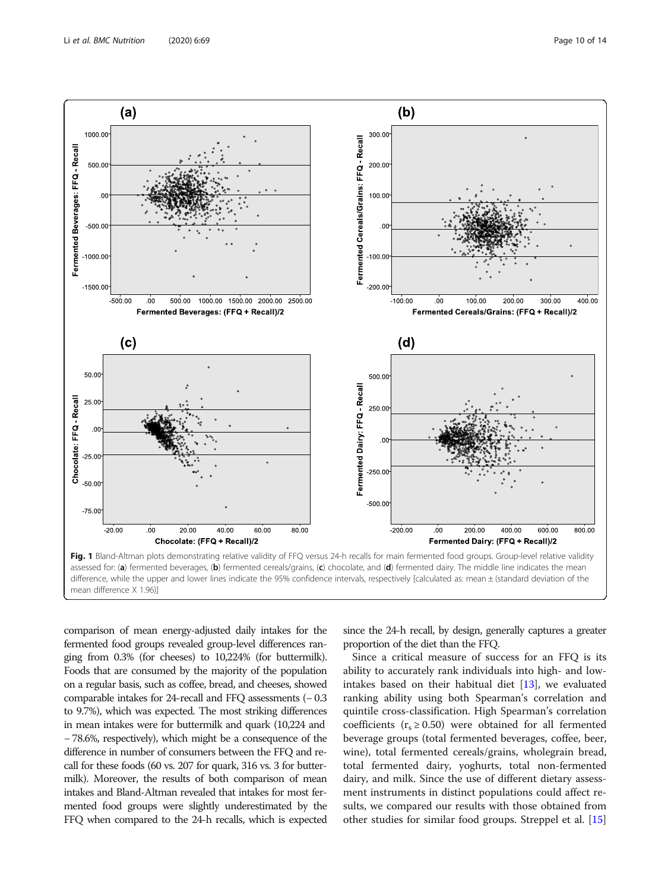**Fig. 1** Bland-Altman plots demonstrating relative validity of FFQ versus 24-h recalls for main fermented food groups. Group-level relative validity assessed for: (**a**) fermented beverages, (**b**) fermented cereals/grains, (**c**) chocolate, and (**d**) fermented dairy. The middle line indicates the mean difference, while the upper and lower lines indicate the 95% confidence intervals, respectively [calculated as: mean ± (standard deviation of the mean difference X 1.96)]

comparison of mean energy-adjusted daily intakes for the fermented food groups revealed group-level differences ranging from 0.3% (for cheeses) to 10,224% (for buttermilk). Foods that are consumed by the majority of the population on a regular basis, such as coffee, bread, and cheeses, showed comparable intakes for 24-recall and FFQ assessments (− 0.3 to 9.7%), which was expected. The most striking differences in mean intakes were for buttermilk and quark (10,224 and − 78.6%, respectively), which might be a consequence of the difference in number of consumers between the FFQ and recall for these foods (60 vs. 207 for quark, 316 vs. 3 for buttermilk). Moreover, the results of both comparison of mean intakes and Bland-Altman revealed that intakes for most fermented food groups were slightly underestimated by the FFQ when compared to the 24-h recalls, which is expected since the 24-h recall, by design, generally captures a greater proportion of the diet than the FFQ.

Since a critical measure of success for an FFQ is its ability to accurately rank individuals into high- and low-intakes based on their habitual diet [13], we evaluated ranking ability using both Spearman's correlation and quintile cross-classification. High Spearman's correlation coefficients ($r_s \geq 0.50$) were obtained for all fermented beverage groups (total fermented beverages, coffee, beer, wine), total fermented cereals/grains, wholegrain bread, total fermented dairy, yoghurts, total non-fermented dairy, and milk. Since the use of different dietary assessment instruments in distinct populations could affect results, we compared our results with those obtained from other studies for similar food groups. Streppel et al. [15]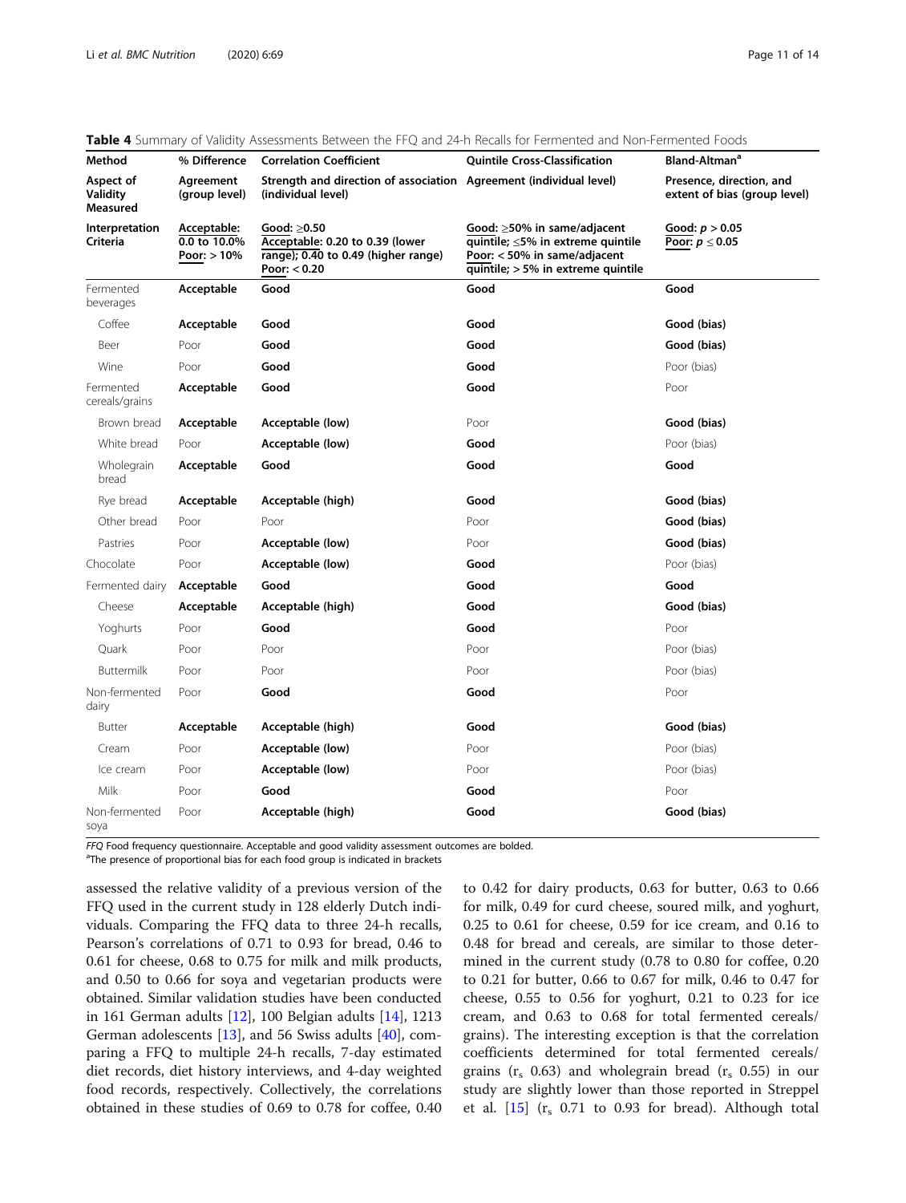**Table 4** Summary of Validity Assessments Between the FFQ and 24-h Recalls for Fermented and Non-Fermented Foods

| Method | % Difference | Correlation Coefficient | Quintile Cross-Classification | Bland-Altman[a] |
|---|---|---|---|---|
| **Aspect of Validity Measured** | **Agreement (group level)** | **Strength and direction of association (individual level)** | **Agreement (individual level)** | **Presence, direction, and extent of bias (group level)** |
| **Interpretation Criteria** | **Acceptable: 0.0 to 10.0%** **Poor: > 10%** | **Good: ≥0.50** **Acceptable: 0.20 to 0.39 (lower range); 0.40 to 0.49 (higher range)** **Poor: < 0.20** | **Good: ≥50% in same/adjacent quintile; ≤5% in extreme quintile** **Poor: < 50% in same/adjacent quintile; > 5% in extreme quintile** | **Good: $p > 0.05$** **Poor: $p \leq 0.05$** |
| Fermented beverages | **Acceptable** | **Good** | **Good** | **Good** |
| Coffee | **Acceptable** | **Good** | **Good** | **Good (bias)** |
| Beer | Poor | **Good** | **Good** | **Good (bias)** |
| Wine | Poor | **Good** | **Good** | Poor (bias) |
| Fermented cereals/grains | **Acceptable** | **Good** | **Good** | Poor |
| Brown bread | **Acceptable** | **Acceptable (low)** | Poor | **Good (bias)** |
| White bread | Poor | **Acceptable (low)** | **Good** | Poor (bias) |
| Wholegrain bread | **Acceptable** | **Good** | **Good** | **Good** |
| Rye bread | **Acceptable** | **Acceptable (high)** | **Good** | **Good (bias)** |
| Other bread | Poor | Poor | Poor | **Good (bias)** |
| Pastries | Poor | **Acceptable (low)** | Poor | **Good (bias)** |
| Chocolate | Poor | **Acceptable (low)** | **Good** | Poor (bias) |
| Fermented dairy | **Acceptable** | **Good** | **Good** | **Good** |
| Cheese | **Acceptable** | **Acceptable (high)** | **Good** | **Good (bias)** |
| Yoghurts | Poor | **Good** | **Good** | Poor |
| Quark | Poor | Poor | Poor | Poor (bias) |
| Buttermilk | Poor | Poor | Poor | Poor (bias) |
| Non-fermented dairy | Poor | **Good** | **Good** | Poor |
| Butter | **Acceptable** | **Acceptable (high)** | **Good** | **Good (bias)** |
| Cream | Poor | **Acceptable (low)** | Poor | Poor (bias) |
| Ice cream | Poor | **Acceptable (low)** | Poor | Poor (bias) |
| Milk | Poor | **Good** | **Good** | Poor |
| Non-fermented soya | Poor | **Acceptable (high)** | **Good** | **Good (bias)** |

*FFQ* Food frequency questionnaire. Acceptable and good validity assessment outcomes are bolded.
[a]The presence of proportional bias for each food group is indicated in brackets

assessed the relative validity of a previous version of the FFQ used in the current study in 128 elderly Dutch individuals. Comparing the FFQ data to three 24-h recalls, Pearson's correlations of 0.71 to 0.93 for bread, 0.46 to 0.61 for cheese, 0.68 to 0.75 for milk and milk products, and 0.50 to 0.66 for soya and vegetarian products were obtained. Similar validation studies have been conducted in 161 German adults [12], 100 Belgian adults [14], 1213 German adolescents [13], and 56 Swiss adults [40], comparing a FFQ to multiple 24-h recalls, 7-day estimated diet records, diet history interviews, and 4-day weighted food records, respectively. Collectively, the correlations obtained in these studies of 0.69 to 0.78 for coffee, 0.40 to 0.42 for dairy products, 0.63 for butter, 0.63 to 0.66 for milk, 0.49 for curd cheese, soured milk, and yoghurt, 0.25 to 0.61 for ice cream, 0.59 for cheese, and 0.16 to 0.48 for bread and cereals, are similar to those determined in the current study (0.78 to 0.80 for coffee, 0.20 to 0.21 for butter, 0.66 to 0.67 for milk, 0.46 to 0.47 for cheese, 0.55 to 0.56 for yoghurt, 0.21 to 0.23 for ice cream, and 0.63 to 0.68 for total fermented cereals/grains). The interesting exception is that the correlation coefficients determined for total fermented cereals/grains ($r_s$ 0.63) and wholegrain bread ($r_s$ 0.55) in our study are slightly lower than those reported in Streppel et al. [15] ($r_s$ 0.71 to 0.93 for bread). Although total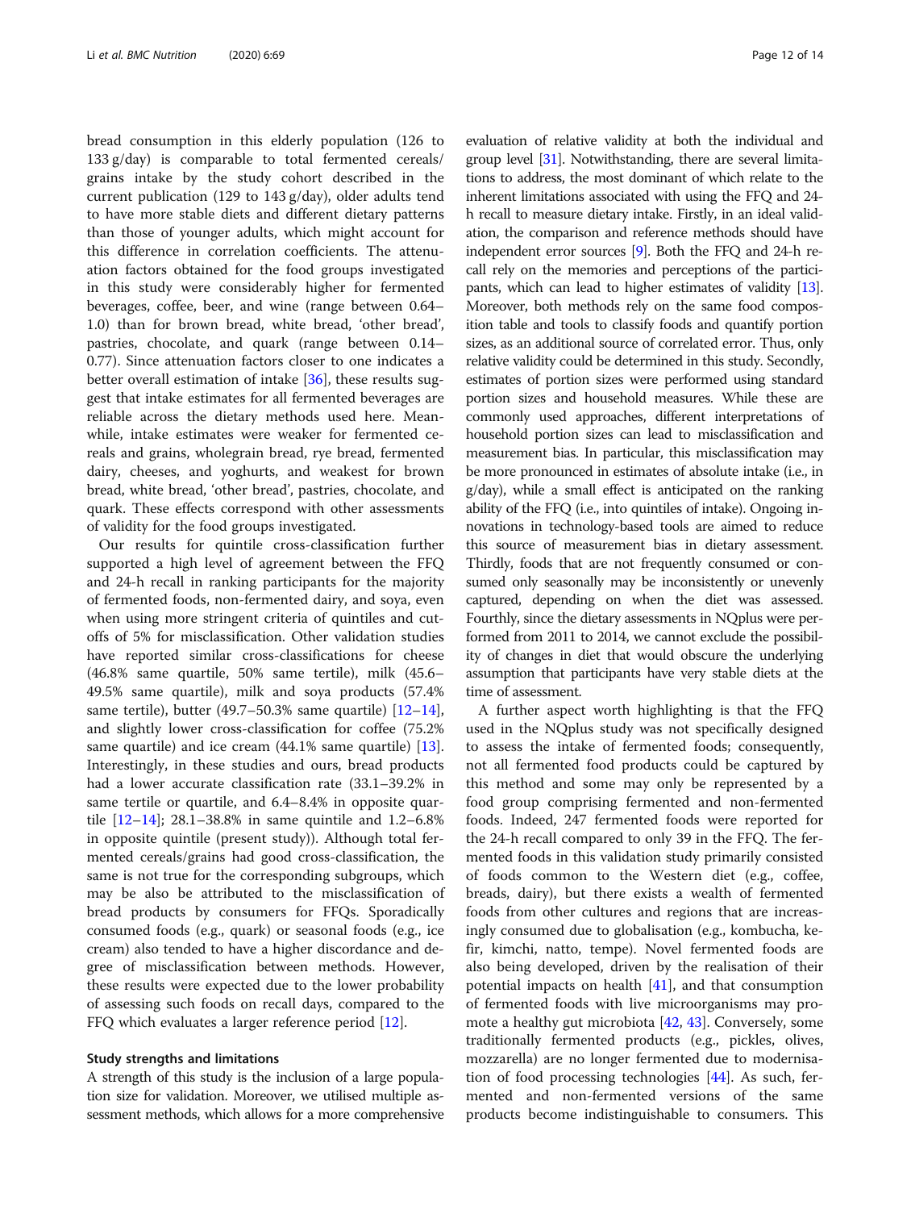bread consumption in this elderly population (126 to 133 g/day) is comparable to total fermented cereals/grains intake by the study cohort described in the current publication (129 to 143 g/day), older adults tend to have more stable diets and different dietary patterns than those of younger adults, which might account for this difference in correlation coefficients. The attenuation factors obtained for the food groups investigated in this study were considerably higher for fermented beverages, coffee, beer, and wine (range between 0.64–1.0) than for brown bread, white bread, 'other bread', pastries, chocolate, and quark (range between 0.14–0.77). Since attenuation factors closer to one indicates a better overall estimation of intake [36], these results suggest that intake estimates for all fermented beverages are reliable across the dietary methods used here. Meanwhile, intake estimates were weaker for fermented cereals and grains, wholegrain bread, rye bread, fermented dairy, cheeses, and yoghurts, and weakest for brown bread, white bread, 'other bread', pastries, chocolate, and quark. These effects correspond with other assessments of validity for the food groups investigated.

Our results for quintile cross-classification further supported a high level of agreement between the FFQ and 24-h recall in ranking participants for the majority of fermented foods, non-fermented dairy, and soya, even when using more stringent criteria of quintiles and cut-offs of 5% for misclassification. Other validation studies have reported similar cross-classifications for cheese (46.8% same quartile, 50% same tertile), milk (45.6–49.5% same quartile), milk and soya products (57.4% same tertile), butter (49.7–50.3% same quartile) [12–14], and slightly lower cross-classification for coffee (75.2% same quartile) and ice cream (44.1% same quartile) [13]. Interestingly, in these studies and ours, bread products had a lower accurate classification rate (33.1–39.2% in same tertile or quartile, and 6.4–8.4% in opposite quartile [12–14]; 28.1–38.8% in same quintile and 1.2–6.8% in opposite quintile (present study)). Although total fermented cereals/grains had good cross-classification, the same is not true for the corresponding subgroups, which may be also be attributed to the misclassification of bread products by consumers for FFQs. Sporadically consumed foods (e.g., quark) or seasonal foods (e.g., ice cream) also tended to have a higher discordance and degree of misclassification between methods. However, these results were expected due to the lower probability of assessing such foods on recall days, compared to the FFQ which evaluates a larger reference period [12].

### Study strengths and limitations

A strength of this study is the inclusion of a large population size for validation. Moreover, we utilised multiple assessment methods, which allows for a more comprehensive evaluation of relative validity at both the individual and group level [31]. Notwithstanding, there are several limitations to address, the most dominant of which relate to the inherent limitations associated with using the FFQ and 24-h recall to measure dietary intake. Firstly, in an ideal validation, the comparison and reference methods should have independent error sources [9]. Both the FFQ and 24-h recall rely on the memories and perceptions of the participants, which can lead to higher estimates of validity [13]. Moreover, both methods rely on the same food composition table and tools to classify foods and quantify portion sizes, as an additional source of correlated error. Thus, only relative validity could be determined in this study. Secondly, estimates of portion sizes were performed using standard portion sizes and household measures. While these are commonly used approaches, different interpretations of household portion sizes can lead to misclassification and measurement bias. In particular, this misclassification may be more pronounced in estimates of absolute intake (i.e., in g/day), while a small effect is anticipated on the ranking ability of the FFQ (i.e., into quintiles of intake). Ongoing innovations in technology-based tools are aimed to reduce this source of measurement bias in dietary assessment. Thirdly, foods that are not frequently consumed or consumed only seasonally may be inconsistently or unevenly captured, depending on when the diet was assessed. Fourthly, since the dietary assessments in NQplus were performed from 2011 to 2014, we cannot exclude the possibility of changes in diet that would obscure the underlying assumption that participants have very stable diets at the time of assessment.

A further aspect worth highlighting is that the FFQ used in the NQplus study was not specifically designed to assess the intake of fermented foods; consequently, not all fermented food products could be captured by this method and some may only be represented by a food group comprising fermented and non-fermented foods. Indeed, 247 fermented foods were reported for the 24-h recall compared to only 39 in the FFQ. The fermented foods in this validation study primarily consisted of foods common to the Western diet (e.g., coffee, breads, dairy), but there exists a wealth of fermented foods from other cultures and regions that are increasingly consumed due to globalisation (e.g., kombucha, kefir, kimchi, natto, tempe). Novel fermented foods are also being developed, driven by the realisation of their potential impacts on health [41], and that consumption of fermented foods with live microorganisms may promote a healthy gut microbiota [42, 43]. Conversely, some traditionally fermented products (e.g., pickles, olives, mozzarella) are no longer fermented due to modernisation of food processing technologies [44]. As such, fermented and non-fermented versions of the same products become indistinguishable to consumers. This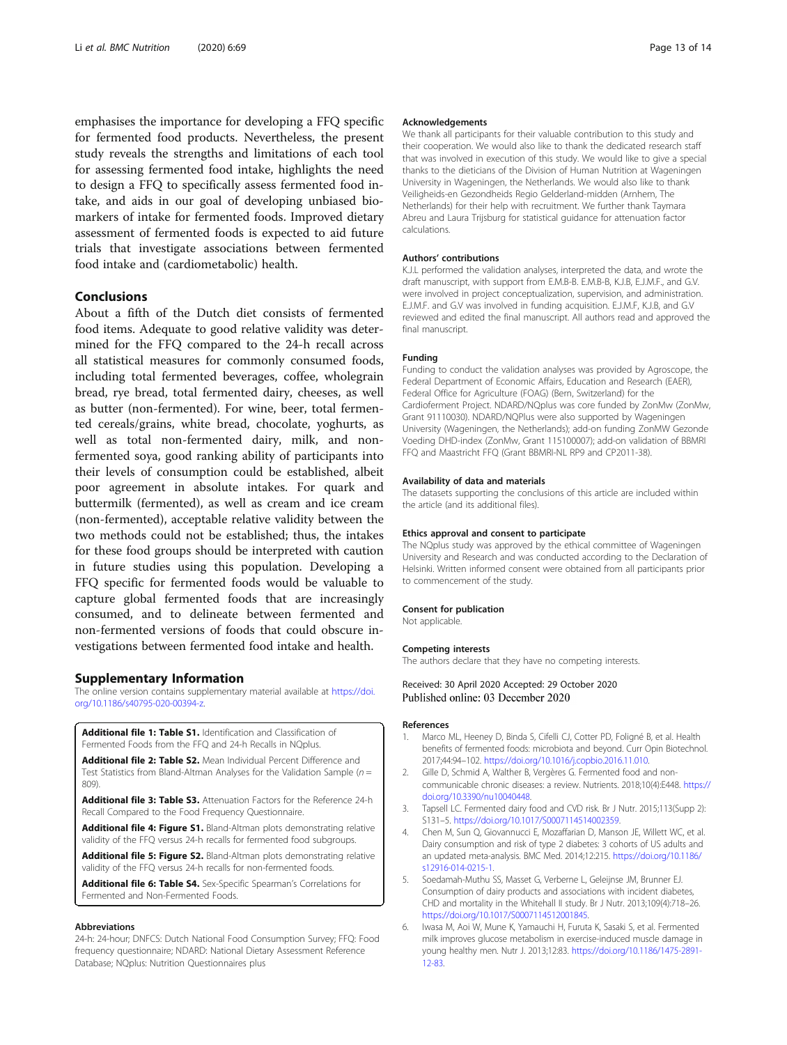emphasises the importance for developing a FFQ specific for fermented food products. Nevertheless, the present study reveals the strengths and limitations of each tool for assessing fermented food intake, highlights the need to design a FFQ to specifically assess fermented food intake, and aids in our goal of developing unbiased biomarkers of intake for fermented foods. Improved dietary assessment of fermented foods is expected to aid future trials that investigate associations between fermented food intake and (cardiometabolic) health.

## Conclusions

About a fifth of the Dutch diet consists of fermented food items. Adequate to good relative validity was determined for the FFQ compared to the 24-h recall across all statistical measures for commonly consumed foods, including total fermented beverages, coffee, wholegrain bread, rye bread, total fermented dairy, cheeses, as well as butter (non-fermented). For wine, beer, total fermented cereals/grains, white bread, chocolate, yoghurts, as well as total non-fermented dairy, milk, and non-fermented soya, good ranking ability of participants into their levels of consumption could be established, albeit poor agreement in absolute intakes. For quark and buttermilk (fermented), as well as cream and ice cream (non-fermented), acceptable relative validity between the two methods could not be established; thus, the intakes for these food groups should be interpreted with caution in future studies using this population. Developing a FFQ specific for fermented foods would be valuable to capture global fermented foods that are increasingly consumed, and to delineate between fermented and non-fermented versions of foods that could obscure investigations between fermented food intake and health.

## Supplementary Information

The online version contains supplementary material available at https://doi.org/10.1186/s40795-020-00394-z.

**Additional file 1: Table S1.** Identification and Classification of Fermented Foods from the FFQ and 24-h Recalls in NQplus.

**Additional file 2: Table S2.** Mean Individual Percent Difference and Test Statistics from Bland-Altman Analyses for the Validation Sample ($n$ = 809).

**Additional file 3: Table S3.** Attenuation Factors for the Reference 24-h Recall Compared to the Food Frequency Questionnaire.

**Additional file 4: Figure S1.** Bland-Altman plots demonstrating relative validity of the FFQ versus 24-h recalls for fermented food subgroups.

**Additional file 5: Figure S2.** Bland-Altman plots demonstrating relative validity of the FFQ versus 24-h recalls for non-fermented foods.

**Additional file 6: Table S4.** Sex-Specific Spearman's Correlations for Fermented and Non-Fermented Foods.

### Abbreviations

24-h: 24-hour; DNFCS: Dutch National Food Consumption Survey; FFQ: Food frequency questionnaire; NDARD: National Dietary Assessment Reference Database; NQplus: Nutrition Questionnaires plus

### Acknowledgements

We thank all participants for their valuable contribution to this study and their cooperation. We would also like to thank the dedicated research staff that was involved in execution of this study. We would like to give a special thanks to the dieticians of the Division of Human Nutrition at Wageningen University in Wageningen, the Netherlands. We would also like to thank Veiligheids-en Gezondheids Regio Gelderland-midden (Arnhem, The Netherlands) for their help with recruitment. We further thank Taymara Abreu and Laura Trijsburg for statistical guidance for attenuation factor calculations.

### Authors' contributions

K.J.L performed the validation analyses, interpreted the data, and wrote the draft manuscript, with support from E.M.B-B. E.M.B-B, K.J.B, E.J.M.F., and G.V. were involved in project conceptualization, supervision, and administration. E.J.M.F. and G.V was involved in funding acquisition. E.J.M.F, K.J.B, and G.V reviewed and edited the final manuscript. All authors read and approved the final manuscript.

### Funding

Funding to conduct the validation analyses was provided by Agroscope, the Federal Department of Economic Affairs, Education and Research (EAER), Federal Office for Agriculture (FOAG) (Bern, Switzerland) for the Cardioferment Project. NDARD/NQplus was core funded by ZonMw (ZonMw, Grant 91110030). NDARD/NQPlus were also supported by Wageningen University (Wageningen, the Netherlands); add-on funding ZonMW Gezonde Voeding DHD-index (ZonMw, Grant 115100007); add-on validation of BBMRI FFQ and Maastricht FFQ (Grant BBMRI-NL RP9 and CP2011-38).

### Availability of data and materials

The datasets supporting the conclusions of this article are included within the article (and its additional files).

### Ethics approval and consent to participate

The NQplus study was approved by the ethical committee of Wageningen University and Research and was conducted according to the Declaration of Helsinki. Written informed consent were obtained from all participants prior to commencement of the study.

### Consent for publication

Not applicable.

### Competing interests

The authors declare that they have no competing interests.

Received: 30 April 2020 Accepted: 29 October 2020
Published online: 03 December 2020

### References

1. Marco ML, Heeney D, Binda S, Cifelli CJ, Cotter PD, Foligné B, et al. Health benefits of fermented foods: microbiota and beyond. Curr Opin Biotechnol. 2017;44:94–102. https://doi.org/10.1016/j.copbio.2016.11.010.
2. Gille D, Schmid A, Walther B, Vergères G. Fermented food and non-communicable chronic diseases: a review. Nutrients. 2018;10(4):E448. https://doi.org/10.3390/nu10040448.
3. Tapsell LC. Fermented dairy food and CVD risk. Br J Nutr. 2015;113(Supp 2): S131–5. https://doi.org/10.1017/S0007114514002359.
4. Chen M, Sun Q, Giovannucci E, Mozaffarian D, Manson JE, Willett WC, et al. Dairy consumption and risk of type 2 diabetes: 3 cohorts of US adults and an updated meta-analysis. BMC Med. 2014;12:215. https://doi.org/10.1186/s12916-014-0215-1.
5. Soedamah-Muthu SS, Masset G, Verberne L, Geleijnse JM, Brunner EJ. Consumption of dairy products and associations with incident diabetes, CHD and mortality in the Whitehall II study. Br J Nutr. 2013;109(4):718–26. https://doi.org/10.1017/S0007114512001845.
6. Iwasa M, Aoi W, Mune K, Yamauchi H, Furuta K, Sasaki S, et al. Fermented milk improves glucose metabolism in exercise-induced muscle damage in young healthy men. Nutr J. 2013;12:83. https://doi.org/10.1186/1475-2891-12-83.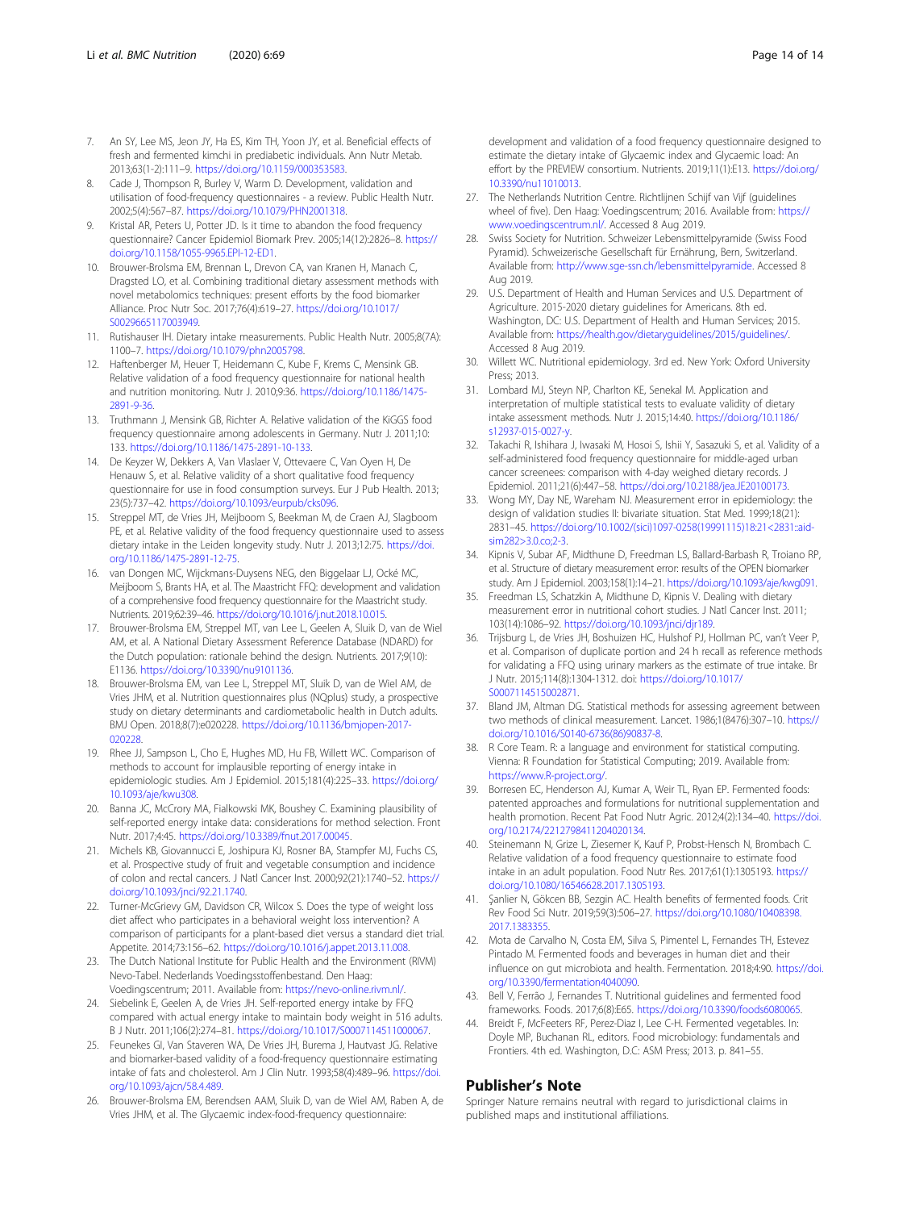7. An SY, Lee MS, Jeon JY, Ha ES, Kim TH, Yoon JY, et al. Beneficial effects of fresh and fermented kimchi in prediabetic individuals. Ann Nutr Metab. 2013;63(1-2):111–9. https://doi.org/10.1159/000353583.
8. Cade J, Thompson R, Burley V, Warm D. Development, validation and utilisation of food-frequency questionnaires - a review. Public Health Nutr. 2002;5(4):567–87. https://doi.org/10.1079/PHN2001318.
9. Kristal AR, Peters U, Potter JD. Is it time to abandon the food frequency questionnaire? Cancer Epidemiol Biomark Prev. 2005;14(12):2826–8. https://doi.org/10.1158/1055-9965.EPI-12-ED1.
10. Brouwer-Brolsma EM, Brennan L, Drevon CA, van Kranen H, Manach C, Dragsted LO, et al. Combining traditional dietary assessment methods with novel metabolomics techniques: present efforts by the food biomarker Alliance. Proc Nutr Soc. 2017;76(4):619–27. https://doi.org/10.1017/S0029665117003949.
11. Rutishauser IH. Dietary intake measurements. Public Health Nutr. 2005;8(7A): 1100–7. https://doi.org/10.1079/phn2005798.
12. Haftenberger M, Heuer T, Heidemann C, Kube F, Krems C, Mensink GB. Relative validation of a food frequency questionnaire for national health and nutrition monitoring. Nutr J. 2010;9:36. https://doi.org/10.1186/1475-2891-9-36.
13. Truthmann J, Mensink GB, Richter A. Relative validation of the KiGGS food frequency questionnaire among adolescents in Germany. Nutr J. 2011;10: 133. https://doi.org/10.1186/1475-2891-10-133.
14. De Keyzer W, Dekkers A, Van Vlaslaer V, Ottevaere C, Van Oyen H, De Henauw S, et al. Relative validity of a short qualitative food frequency questionnaire for use in food consumption surveys. Eur J Pub Health. 2013; 23(5):737–42. https://doi.org/10.1093/eurpub/cks096.
15. Streppel MT, de Vries JH, Meijboom S, Beekman M, de Craen AJ, Slagboom PE, et al. Relative validity of the food frequency questionnaire used to assess dietary intake in the Leiden longevity study. Nutr J. 2013;12:75. https://doi.org/10.1186/1475-2891-12-75.
16. van Dongen MC, Wijckmans-Duysens NEG, den Biggelaar LJ, Ocké MC, Meijboom S, Brants HA, et al. The Maastricht FFQ: development and validation of a comprehensive food frequency questionnaire for the Maastricht study. Nutrients. 2019;62:39–46. https://doi.org/10.1016/j.nut.2018.10.015.
17. Brouwer-Brolsma EM, Streppel MT, van Lee L, Geelen A, Sluik D, van de Wiel AM, et al. A National Dietary Assessment Reference Database (NDARD) for the Dutch population: rationale behind the design. Nutrients. 2017;9(10): E1136. https://doi.org/10.3390/nu9101136.
18. Brouwer-Brolsma EM, van Lee L, Streppel MT, Sluik D, van de Wiel AM, de Vries JHM, et al. Nutrition questionnaires plus (NQplus) study, a prospective study on dietary determinants and cardiometabolic health in Dutch adults. BMJ Open. 2018;8(7):e020228. https://doi.org/10.1136/bmjopen-2017-020228.
19. Rhee JJ, Sampson L, Cho E, Hughes MD, Hu FB, Willett WC. Comparison of methods to account for implausible reporting of energy intake in epidemiologic studies. Am J Epidemiol. 2015;181(4):225–33. https://doi.org/10.1093/aje/kwu308.
20. Banna JC, McCrory MA, Fialkowski MK, Boushey C. Examining plausibility of self-reported energy intake data: considerations for method selection. Front Nutr. 2017;4:45. https://doi.org/10.3389/fnut.2017.00045.
21. Michels KB, Giovannucci E, Joshipura KJ, Rosner BA, Stampfer MJ, Fuchs CS, et al. Prospective study of fruit and vegetable consumption and incidence of colon and rectal cancers. J Natl Cancer Inst. 2000;92(21):1740–52. https://doi.org/10.1093/jnci/92.21.1740.
22. Turner-McGrievy GM, Davidson CR, Wilcox S. Does the type of weight loss diet affect who participates in a behavioral weight loss intervention? A comparison of participants for a plant-based diet versus a standard diet trial. Appetite. 2014;73:156–62. https://doi.org/10.1016/j.appet.2013.11.008.
23. The Dutch National Institute for Public Health and the Environment (RIVM) Nevo-Tabel. Nederlands Voedingsstoffenbestand. Den Haag: Voedingscentrum; 2011. Available from: https://nevo-online.rivm.nl/.
24. Siebelink E, Geelen A, de Vries JH. Self-reported energy intake by FFQ compared with actual energy intake to maintain body weight in 516 adults. B J Nutr. 2011;106(2):274–81. https://doi.org/10.1017/S0007114511000067.
25. Feunekes GI, Van Staveren WA, De Vries JH, Burema J, Hautvast JG. Relative and biomarker-based validity of a food-frequency questionnaire estimating intake of fats and cholesterol. Am J Clin Nutr. 1993;58(4):489–96. https://doi.org/10.1093/ajcn/58.4.489.
26. Brouwer-Brolsma EM, Berendsen AAM, Sluik D, van de Wiel AM, Raben A, de Vries JHM, et al. The Glycaemic index-food-frequency questionnaire: development and validation of a food frequency questionnaire designed to estimate the dietary intake of Glycaemic index and Glycaemic load: An effort by the PREVIEW consortium. Nutrients. 2019;11(1):E13. https://doi.org/10.3390/nu11010013.
27. The Netherlands Nutrition Centre. Richtlijnen Schijf van Vijf (guidelines wheel of five). Den Haag: Voedingscentrum; 2016. Available from: https://www.voedingscentrum.nl/. Accessed 8 Aug 2019.
28. Swiss Society for Nutrition. Schweizer Lebensmittelpyramide (Swiss Food Pyramid). Schweizerische Gesellschaft für Ernährung, Bern, Switzerland. Available from: http://www.sge-ssn.ch/lebensmittelpyramide. Accessed 8 Aug 2019.
29. U.S. Department of Health and Human Services and U.S. Department of Agriculture. 2015-2020 dietary guidelines for Americans. 8th ed. Washington, DC: U.S. Department of Health and Human Services; 2015. Available from: https://health.gov/dietaryguidelines/2015/guidelines/. Accessed 8 Aug 2019.
30. Willett WC. Nutritional epidemiology. 3rd ed. New York: Oxford University Press; 2013.
31. Lombard MJ, Steyn NP, Charlton KE, Senekal M. Application and interpretation of multiple statistical tests to evaluate validity of dietary intake assessment methods. Nutr J. 2015;14:40. https://doi.org/10.1186/s12937-015-0027-y.
32. Takachi R, Ishihara J, Iwasaki M, Hosoi S, Ishii Y, Sasazuki S, et al. Validity of a self-administered food frequency questionnaire for middle-aged urban cancer screenees: comparison with 4-day weighed dietary records. J Epidemiol. 2011;21(6):447–58. https://doi.org/10.2188/jea.JE20100173.
33. Wong MY, Day NE, Wareham NJ. Measurement error in epidemiology: the design of validation studies II: bivariate situation. Stat Med. 1999;18(21): 2831–45. https://doi.org/10.1002/(sici)1097-0258(19991115)18:21<2831::aid-sim282>3.0.co;2-3.
34. Kipnis V, Subar AF, Midthune D, Freedman LS, Ballard-Barbash R, Troiano RP, et al. Structure of dietary measurement error: results of the OPEN biomarker study. Am J Epidemiol. 2003;158(1):14–21. https://doi.org/10.1093/aje/kwg091.
35. Freedman LS, Schatzkin A, Midthune D, Kipnis V. Dealing with dietary measurement error in nutritional cohort studies. J Natl Cancer Inst. 2011; 103(14):1086–92. https://doi.org/10.1093/jnci/djr189.
36. Trijsburg L, de Vries JH, Boshuizen HC, Hulshof PJ, Hollman PC, van't Veer P, et al. Comparison of duplicate portion and 24 h recall as reference methods for validating a FFQ using urinary markers as the estimate of true intake. Br J Nutr. 2015;114(8):1304-1312. doi: https://doi.org/10.1017/S0007114515002871.
37. Bland JM, Altman DG. Statistical methods for assessing agreement between two methods of clinical measurement. Lancet. 1986;1(8476):307–10. https://doi.org/10.1016/S0140-6736(86)90837-8.
38. R Core Team. R: a language and environment for statistical computing. Vienna: R Foundation for Statistical Computing; 2019. Available from: https://www.R-project.org/.
39. Borresen EC, Henderson AJ, Kumar A, Weir TL, Ryan EP. Fermented foods: patented approaches and formulations for nutritional supplementation and health promotion. Recent Pat Food Nutr Agric. 2012;4(2):134–40. https://doi.org/10.2174/2212798411204020134.
40. Steinemann N, Grize L, Ziesemer K, Kauf P, Probst-Hensch N, Brombach C. Relative validation of a food frequency questionnaire to estimate food intake in an adult population. Food Nutr Res. 2017;61(1):1305193. https://doi.org/10.1080/16546628.2017.1305193.
41. Şanlier N, Gökcen BB, Sezgin AC. Health benefits of fermented foods. Crit Rev Food Sci Nutr. 2019;59(3):506–27. https://doi.org/10.1080/10408398.2017.1383355.
42. Mota de Carvalho N, Costa EM, Silva S, Pimentel L, Fernandes TH, Estevez Pintado M. Fermented foods and beverages in human diet and their influence on gut microbiota and health. Fermentation. 2018;4:90. https://doi.org/10.3390/fermentation4040090.
43. Bell V, Ferrão J, Fernandes T. Nutritional guidelines and fermented food frameworks. Foods. 2017;6(8):E65. https://doi.org/10.3390/foods6080065.
44. Breidt F, McFeeters RF, Perez-Diaz I, Lee C-H. Fermented vegetables. In: Doyle MP, Buchanan RL, editors. Food microbiology: fundamentals and Frontiers. 4th ed. Washington, D.C: ASM Press; 2013. p. 841–55.

## Publisher's Note

Springer Nature remains neutral with regard to jurisdictional claims in published maps and institutional affiliations.